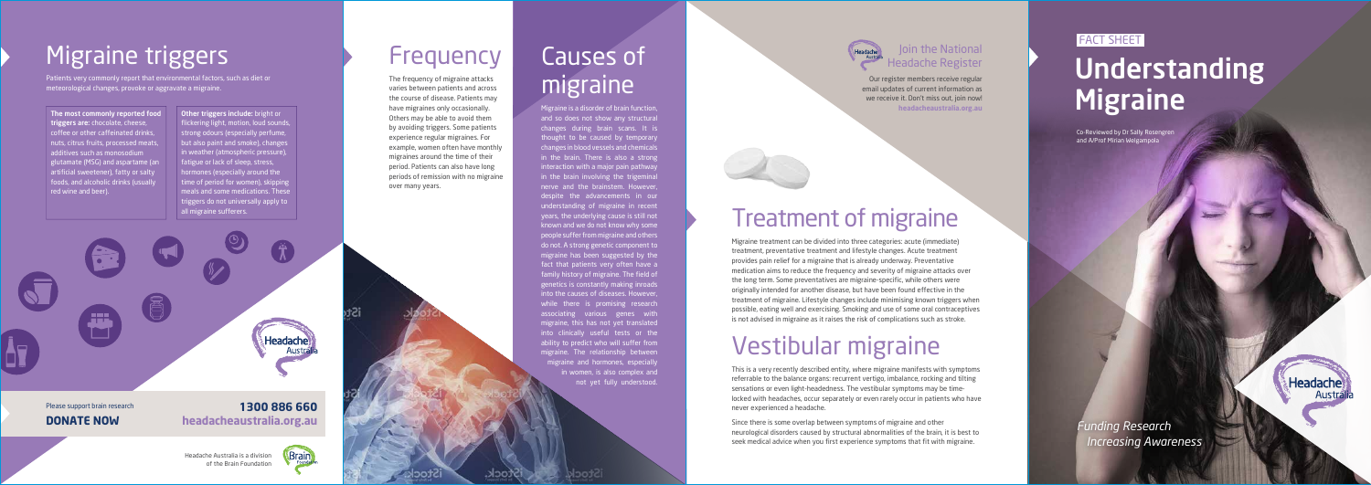# Migraine triggers

Patients very commonly report that environmental factors, such as diet or meteorological changes, provoke or aggravate a migraine.

**The most commonly reported food triggers are:** chocolate, cheese, coffee or other caffeinated drinks, nuts, citrus fruits, processed meats, additives such as monosodium glutamate (MSG) and aspartame (an artificial sweetener), fatty or salty foods, and alcoholic drinks (usually red wine and beer).

**Other triggers include:** bright or flickering light, motion, loud sounds, strong odours (especially perfume, but also paint and smoke), changes in weather (atmospheric pressure), fatigue or lack of sleep, stress, hormones (especially around the time of period for women), skipping meals and some medications. These triggers do not universally apply to all migraine sufferers.

Please support brain research

**DONATE NOW**

**1300 886 660**

**headacheaustralia.org.au**

Headache Australia is a division of the Brain Foundation

# Frequency

The frequency of migraine attacks varies between patients and across the course of disease. Patients may have migraines only occasionally. Others may be able to avoid them by avoiding triggers. Some patients experience regular migraines. For example, women often have monthly migraines around the time of their period. Patients can also have long periods of remission with no migraine over many years.

# Causes of migraine

Migraine is a disorder of brain function, and so does not show any structural changes during brain scans. It is thought to be caused by temporary changes in blood vessels and chemicals in the brain. There is also a strong interaction with a major pain pathway in the brain involving the trigeminal nerve and the brainstem. However, despite the advancements in our understanding of migraine in recent years, the underlying cause is still not known and we do not know why some people suffer from migraine and others do not. A strong genetic component to migraine has been suggested by the fact that patients very often have a family history of migraine. The field of genetics is constantly making inroads into the causes of diseases. However, while there is promising research associating various genes with migraine, this has not yet translated into clinically useful tests or the ability to predict who will suffer from migraine. The relationship between migraine and hormones, especially in women, is also complex and not yet fully understood.

## Join the National Headache Register

Our register members receive regular email updates of current information as we receive it. Don't miss out, join now! **headacheaustralia.org.au**

# Treatment of migraine

Migraine treatment can be divided into three categories: acute (immediate) treatment, preventative treatment and lifestyle changes. Acute treatment provides pain relief for a migraine that is already underway. Preventative medication aims to reduce the frequency and severity of migraine attacks over the long term. Some preventatives are migraine-specific, while others were originally intended for another disease, but have been found effective in the treatment of migraine. Lifestyle changes include minimising known triggers when possible, eating well and exercising. Smoking and use of some oral contraceptives is not advised in migraine as it raises the risk of complications such as stroke.

# Vestibular migraine

This is a very recently described entity, where migraine manifests with symptoms referrable to the balance organs: recurrent vertigo, imbalance, rocking and tilting sensations or even light-headedness. The vestibular symptoms may be time-locked with headaches, occur separately or even rarely occur in patients who have never experienced a headache.

Since there is some overlap between symptoms of migraine and other neurological disorders caused by structural abnormalities of the brain, it is best to seek medical advice when you first experience symptoms that fit with migraine.

FACT SHEET

# Understanding Migraine

Co-Reviewed by Dr Sally Rosengren and A/Prof Mirian Welgampola

*Funding Research*
*Increasing Awareness*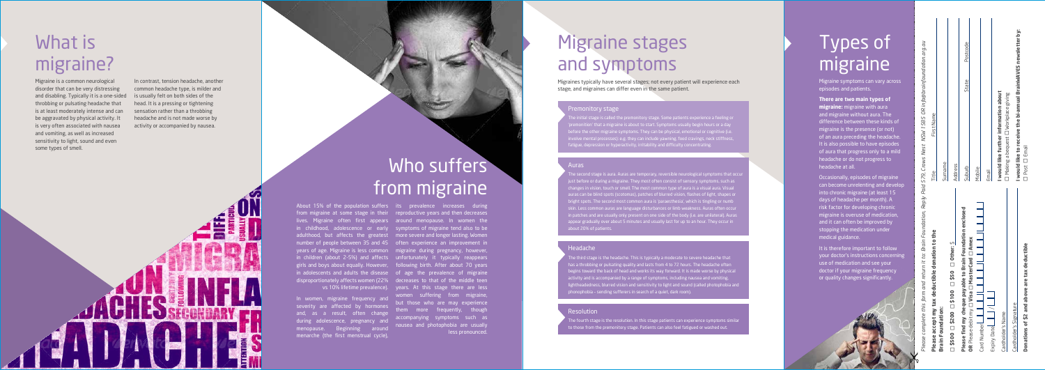# What is migraine?

Migraine is a common neurological disorder that can be very distressing and disabling. Typically it is a one-sided throbbing or pulsating headache that is at least moderately intense and can be aggravated by physical activity. It is very often associated with nausea and vomiting, as well as increased sensitivity to light, sound and even some types of smell.

In contrast, tension headache, another common headache type, is milder and is usually felt on both sides of the head. It is a pressing or tightening sensation rather than a throbbing headache and is not made worse by activity or accompanied by nausea.

# Who suffers from migraine

About 15% of the population suffers from migraine at some stage in their lives. Migraine often first appears in childhood, adolescence or early adulthood, but affects the greatest number of people between 35 and 45 years of age. Migraine is less common in children (about 2-5%) and affects girls and boys about equally. However, in adolescents and adults the disease disproportionately affects women (22% vs 10% lifetime prevalence).

In women, migraine frequency and severity are affected by hormones and, as a result, often change during adolescence, pregnancy and menopause. Beginning around menarche (the first menstrual cycle), its prevalence increases during reproductive years and then decreases around menopause. In women the symptoms of migraine tend also to be more severe and longer lasting. Women often experience an improvement in migraine during pregnancy, however, unfortunately it typically reappears following birth. After about 70 years of age the prevalence of migraine decreases to that of the middle teen years. At this stage there are less women suffering from migraine, but those who are may experience them more frequently, though accompanying symptoms such as nausea and photophobia are usually less pronounced.

# Migraine stages and symptoms

Migraines typically have several stages; not every patient will experience each stage, and migraines can differ even in the same patient.

## Premonitory stage

The initial stage is called the premonitory stage. Some patients experience a feeling or 'premonition' that a migraine is about to start. Symptoms usually begin hours or a day before the other migraine symptoms. They can be physical, emotional or cognitive (i.e. involve mental processes): e.g. they can include yawning, food cravings, neck stiffness, fatigue, depression or hyperactivity, irritability and difficulty concentrating.

## Auras

The second stage is aura. Auras are temporary, reversible neurological symptoms that occur just before or during a migraine. They most often consist of sensory symptoms, such as changes in vision, touch or smell. The most common type of aura is a visual aura. Visual auras can be blind spots (scotomas), patches of blurred vision, flashes of light, shapes or bright spots. The second most common aura is 'paraesthesia', which is tingling or numb skin. Less common auras are language disturbances or limb weakness. Auras often occur in patches and are usually only present on one side of the body (i.e. are unilateral). Auras appear gradually over about 5 minutes and usually last for up to an hour. They occur in about 20% of patients.

## Headache

The third stage is the headache. This is typically a moderate to severe headache that has a throbbing or pulsating quality and lasts from 4 to 72 hours. The headache often begins toward the back of head and works its way forward. It is made worse by physical activity and is accompanied by a range of symptoms, including nausea and vomiting, lightheadedness, blurred vision and sensitivity to light and sound (called photophobia and phonophobia - sending sufferers in search of a quiet, dark room).

## Resolution

The fourth stage is the resolution. In this stage patients can experience symptoms similar to those from the premonitory stage. Patients can also feel fatigued or washed out.

# Types of migraine

Migraine symptoms can vary across episodes and patients.

**There are two main types of migraine:** migraine with aura and migraine without aura. The difference between these kinds of migraine is the presence (or not) of an aura preceding the headache. It is also possible to have episodes of aura that progress only to a mild headache or do not progress to headache at all.

Occasionally, episodes of migraine can become unrelenting and develop into chronic migraine (at least 15 days of headache per month). A risk factor for developing chronic migraine is overuse of medication, and it can often be improved by stopping the medication under medical guidance.

It is therefore important to follow your doctor's instructions concerning use of medication and see your doctor if your migraine frequency or quality changes significantly.

*Please complete this form and return it to: Brain Foundation, Reply Paid 579, Crows Nest NSW 1585 OR info@brainfoundation.org.au*

**Please accept my tax deductible donation to the Brain Foundation:**

☐ $500 ☐ $200 ☐ $100 ☐ $50 ☐ Other: $

**Please find my cheque payable to Brain Foundation enclosed OR** Please debit my ☐ Visa ☐ MasterCard ☐ Amex

Card Number

Expiry Date /

Cardholder's Name

Cardholder's Signature

**Donations of $2 and above are tax deductible**

Title First Name

Surname

Address

Suburb State Postcode

Mobile

Email

**I would like further information about**

☐ Making a bequest ☐ Workplace giving

**I would like to receive the bi-annual BrainWAVES newsletter by:**

☐ Post ☐ Email